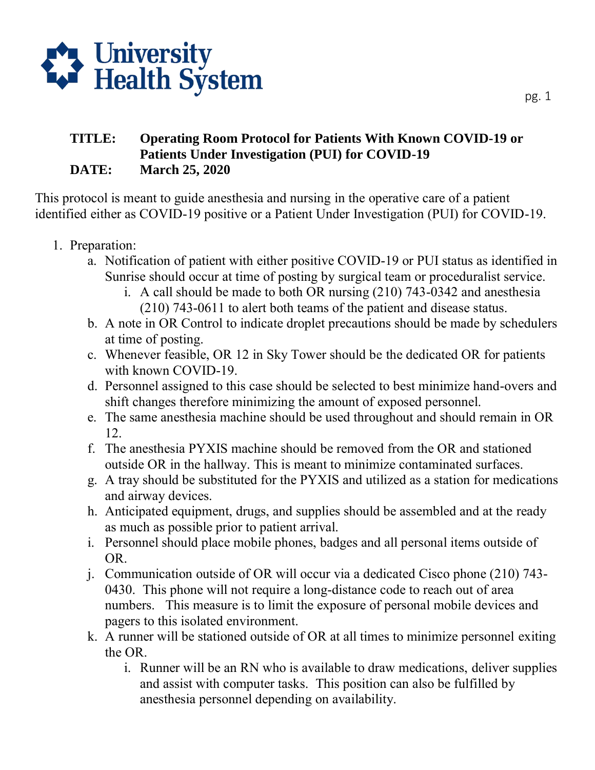University Health System

**TITLE:** **Operating Room Protocol for Patients With Known COVID-19 or Patients Under Investigation (PUI) for COVID-19**

**DATE:** **March 25, 2020**

This protocol is meant to guide anesthesia and nursing in the operative care of a patient identified either as COVID-19 positive or a Patient Under Investigation (PUI) for COVID-19.

1. Preparation:
   a. Notification of patient with either positive COVID-19 or PUI status as identified in Sunrise should occur at time of posting by surgical team or proceduralist service.
      i. A call should be made to both OR nursing (210) 743-0342 and anesthesia (210) 743-0611 to alert both teams of the patient and disease status.
   b. A note in OR Control to indicate droplet precautions should be made by schedulers at time of posting.
   c. Whenever feasible, OR 12 in Sky Tower should be the dedicated OR for patients with known COVID-19.
   d. Personnel assigned to this case should be selected to best minimize hand-overs and shift changes therefore minimizing the amount of exposed personnel.
   e. The same anesthesia machine should be used throughout and should remain in OR 12.
   f. The anesthesia PYXIS machine should be removed from the OR and stationed outside OR in the hallway. This is meant to minimize contaminated surfaces.
   g. A tray should be substituted for the PYXIS and utilized as a station for medications and airway devices.
   h. Anticipated equipment, drugs, and supplies should be assembled and at the ready as much as possible prior to patient arrival.
   i. Personnel should place mobile phones, badges and all personal items outside of OR.
   j. Communication outside of OR will occur via a dedicated Cisco phone (210) 743-0430. This phone will not require a long-distance code to reach out of area numbers. This measure is to limit the exposure of personal mobile devices and pagers to this isolated environment.
   k. A runner will be stationed outside of OR at all times to minimize personnel exiting the OR.
      i. Runner will be an RN who is available to draw medications, deliver supplies and assist with computer tasks. This position can also be fulfilled by anesthesia personnel depending on availability.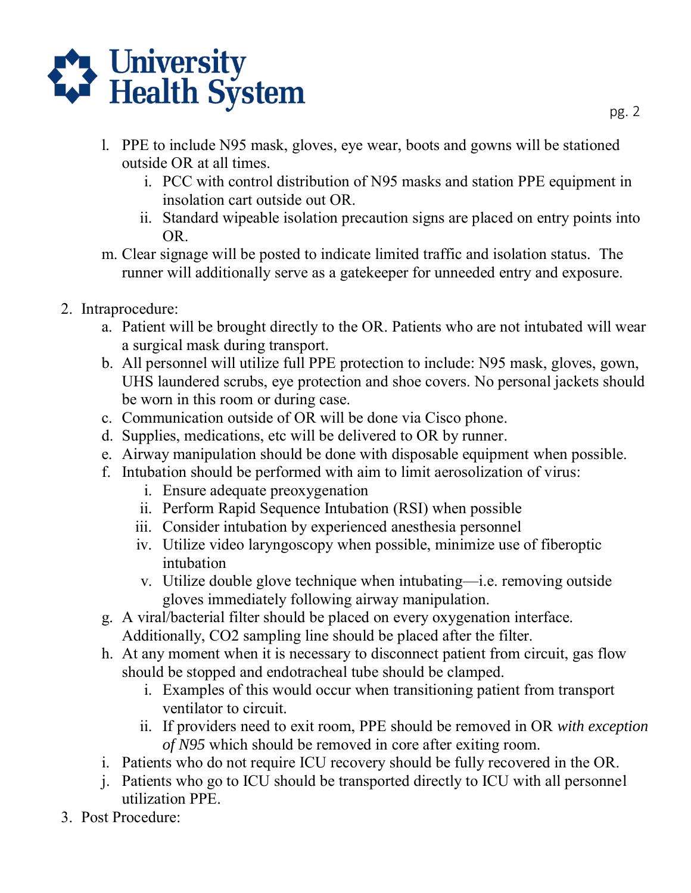l. PPE to include N95 mask, gloves, eye wear, boots and gowns will be stationed outside OR at all times.
    i. PCC with control distribution of N95 masks and station PPE equipment in insolation cart outside out OR.
    ii. Standard wipeable isolation precaution signs are placed on entry points into OR.

m. Clear signage will be posted to indicate limited traffic and isolation status. The runner will additionally serve as a gatekeeper for unneeded entry and exposure.

2. Intraprocedure:
    a. Patient will be brought directly to the OR. Patients who are not intubated will wear a surgical mask during transport.
    b. All personnel will utilize full PPE protection to include: N95 mask, gloves, gown, UHS laundered scrubs, eye protection and shoe covers. No personal jackets should be worn in this room or during case.
    c. Communication outside of OR will be done via Cisco phone.
    d. Supplies, medications, etc will be delivered to OR by runner.
    e. Airway manipulation should be done with disposable equipment when possible.
    f. Intubation should be performed with aim to limit aerosolization of virus:
        i. Ensure adequate preoxygenation
        ii. Perform Rapid Sequence Intubation (RSI) when possible
        iii. Consider intubation by experienced anesthesia personnel
        iv. Utilize video laryngoscopy when possible, minimize use of fiberoptic intubation
        v. Utilize double glove technique when intubating—i.e. removing outside gloves immediately following airway manipulation.
    g. A viral/bacterial filter should be placed on every oxygenation interface. Additionally, $CO_2$ sampling line should be placed after the filter.
    h. At any moment when it is necessary to disconnect patient from circuit, gas flow should be stopped and endotracheal tube should be clamped.
        i. Examples of this would occur when transitioning patient from transport ventilator to circuit.
        ii. If providers need to exit room, PPE should be removed in OR *with exception of N95* which should be removed in core after exiting room.
    i. Patients who do not require ICU recovery should be fully recovered in the OR.
    j. Patients who go to ICU should be transported directly to ICU with all personnel utilization PPE.

3. Post Procedure: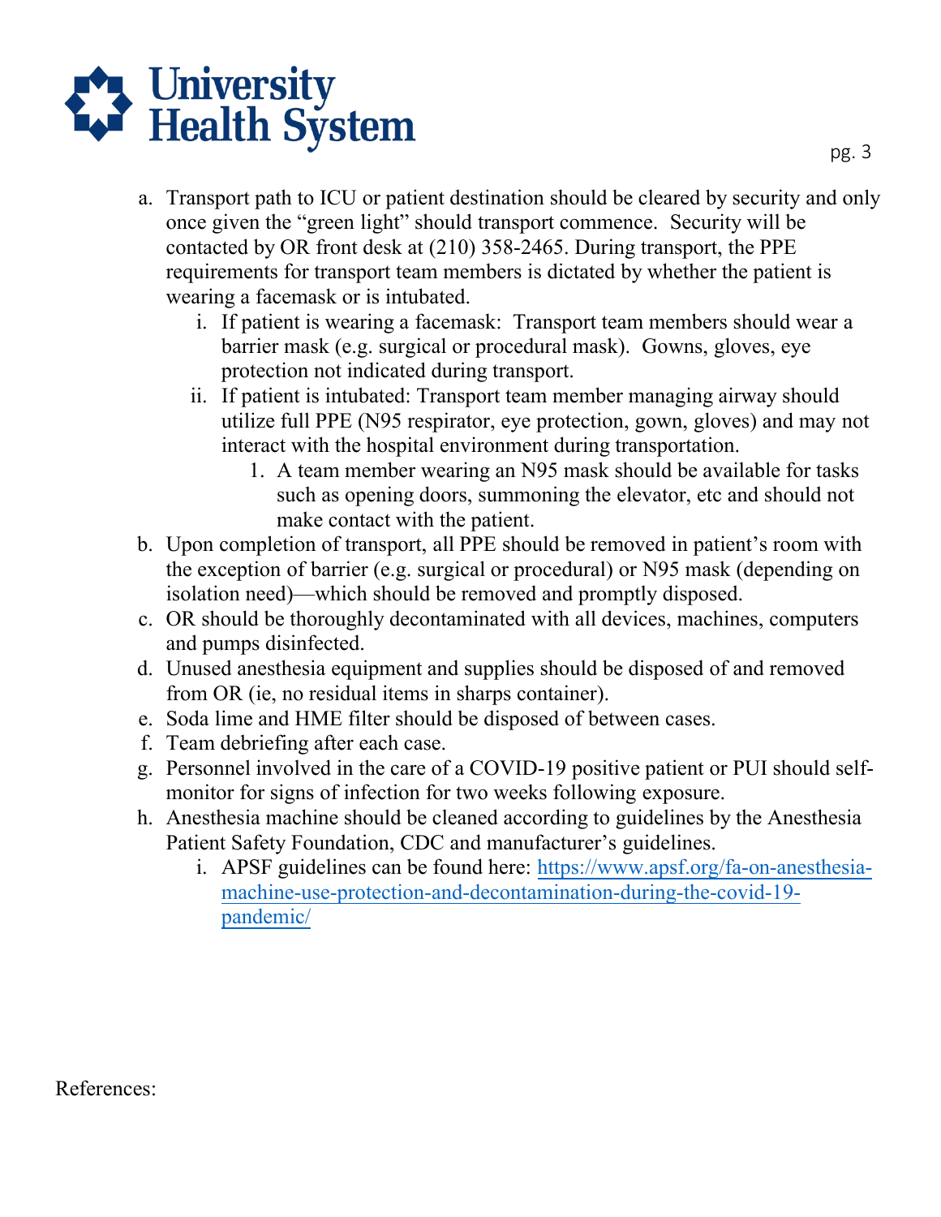a. Transport path to ICU or patient destination should be cleared by security and only once given the "green light" should transport commence. Security will be contacted by OR front desk at (210) 358-2465. During transport, the PPE requirements for transport team members is dictated by whether the patient is wearing a facemask or is intubated.
    i. If patient is wearing a facemask: Transport team members should wear a barrier mask (e.g. surgical or procedural mask). Gowns, gloves, eye protection not indicated during transport.
    ii. If patient is intubated: Transport team member managing airway should utilize full PPE (N95 respirator, eye protection, gown, gloves) and may not interact with the hospital environment during transportation.
        1. A team member wearing an N95 mask should be available for tasks such as opening doors, summoning the elevator, etc and should not make contact with the patient.

b. Upon completion of transport, all PPE should be removed in patient's room with the exception of barrier (e.g. surgical or procedural) or N95 mask (depending on isolation need)—which should be removed and promptly disposed.

c. OR should be thoroughly decontaminated with all devices, machines, computers and pumps disinfected.

d. Unused anesthesia equipment and supplies should be disposed of and removed from OR (ie, no residual items in sharps container).

e. Soda lime and HME filter should be disposed of between cases.

f. Team debriefing after each case.

g. Personnel involved in the care of a COVID-19 positive patient or PUI should self-monitor for signs of infection for two weeks following exposure.

h. Anesthesia machine should be cleaned according to guidelines by the Anesthesia Patient Safety Foundation, CDC and manufacturer's guidelines.
    i. APSF guidelines can be found here: https://www.apsf.org/fa-on-anesthesia-machine-use-protection-and-decontamination-during-the-covid-19-pandemic/

References: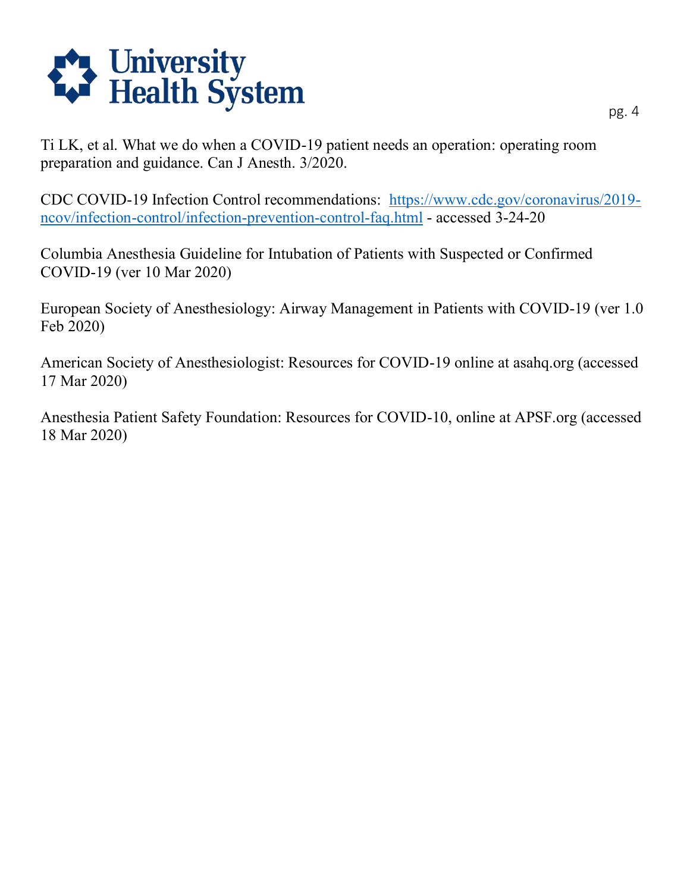Ti LK, et al. What we do when a COVID-19 patient needs an operation: operating room preparation and guidance. Can J Anesth. 3/2020.

CDC COVID-19 Infection Control recommendations: [https://www.cdc.gov/coronavirus/2019-ncov/infection-control/infection-prevention-control-faq.html](https://www.cdc.gov/coronavirus/2019-ncov/infection-control/infection-prevention-control-faq.html) - accessed 3-24-20

Columbia Anesthesia Guideline for Intubation of Patients with Suspected or Confirmed COVID-19 (ver 10 Mar 2020)

European Society of Anesthesiology: Airway Management in Patients with COVID-19 (ver 1.0 Feb 2020)

American Society of Anesthesiologist: Resources for COVID-19 online at asahq.org (accessed 17 Mar 2020)

Anesthesia Patient Safety Foundation: Resources for COVID-10, online at APSF.org (accessed 18 Mar 2020)